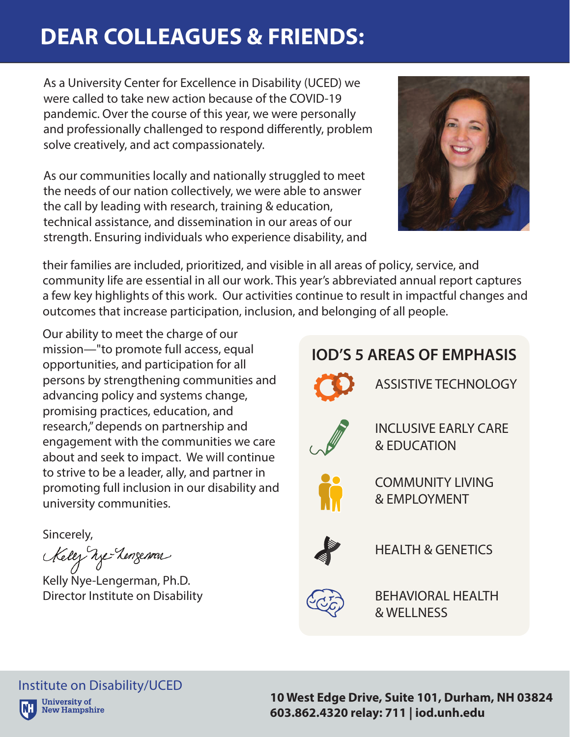# DEAR COLLEAGUES & FRIENDS:

As a University Center for Excellence in Disability (UCED) we were called to take new action because of the COVID-19 pandemic. Over the course of this year, we were personally and professionally challenged to respond differently, problem solve creatively, and act compassionately.

As our communities locally and nationally struggled to meet the needs of our nation collectively, we were able to answer the call by leading with research, training & education, technical assistance, and dissemination in our areas of our strength. Ensuring individuals who experience disability, and their families are included, prioritized, and visible in all areas of policy, service, and community life are essential in all our work. This year's abbreviated annual report captures a few key highlights of this work. Our activities continue to result in impactful changes and outcomes that increase participation, inclusion, and belonging of all people.

Our ability to meet the charge of our mission—"to promote full access, equal opportunities, and participation for all persons by strengthening communities and advancing policy and systems change, promising practices, education, and research," depends on partnership and engagement with the communities we care about and seek to impact. We will continue to strive to be a leader, ally, and partner in promoting full inclusion in our disability and university communities.

Sincerely,

Kelly Nye-Lengerman, Ph.D.
Director Institute on Disability

## IOD'S 5 AREAS OF EMPHASIS

- ASSISTIVE TECHNOLOGY
- INCLUSIVE EARLY CARE & EDUCATION
- COMMUNITY LIVING & EMPLOYMENT
- HEALTH & GENETICS
- BEHAVIORAL HEALTH & WELLNESS

Institute on Disability/UCED
University of New Hampshire

**10 West Edge Drive, Suite 101, Durham, NH 03824**
**603.862.4320 relay: 711 | iod.unh.edu**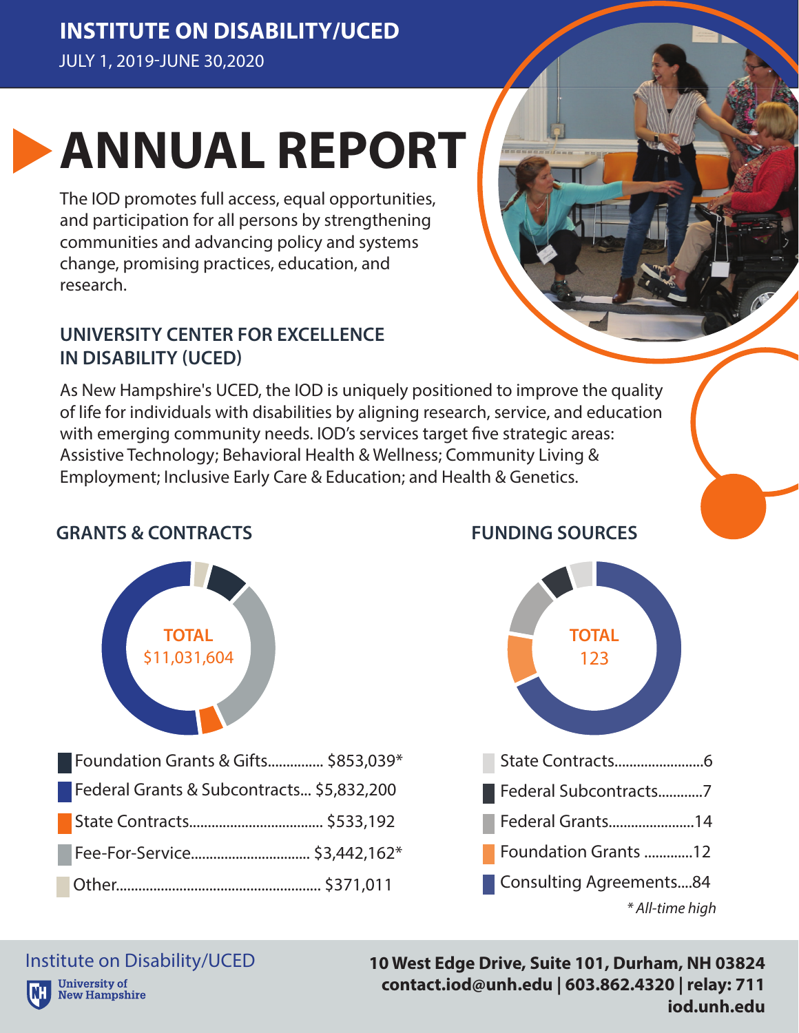# INSTITUTE ON DISABILITY/UCED

JULY 1, 2019-JUNE 30,2020

# ANNUAL REPORT

The IOD promotes full access, equal opportunities, and participation for all persons by strengthening communities and advancing policy and systems change, promising practices, education, and research.

## UNIVERSITY CENTER FOR EXCELLENCE IN DISABILITY (UCED)

As New Hampshire's UCED, the IOD is uniquely positioned to improve the quality of life for individuals with disabilities by aligning research, service, and education with emerging community needs. IOD's services target five strategic areas: Assistive Technology; Behavioral Health & Wellness; Community Living & Employment; Inclusive Early Care & Education; and Health & Genetics.

## GRANTS & CONTRACTS

**TOTAL**
$11,031,604

- Foundation Grants & Gifts............... $853,039*
- Federal Grants & Subcontracts... $5,832,200
- State Contracts................................... $533,192
- Fee-For-Service................................ $3,442,162*
- Other..................................................... $371,011

## FUNDING SOURCES

**TOTAL**
123

- State Contracts........................6
- Federal Subcontracts............7
- Federal Grants.......................14
- Foundation Grants .............12
- Consulting Agreements....84

*\* All-time high*

Institute on Disability/UCED
University of New Hampshire

**10 West Edge Drive, Suite 101, Durham, NH 03824**
**contact.iod@unh.edu | 603.862.4320 | relay: 711**
**iod.unh.edu**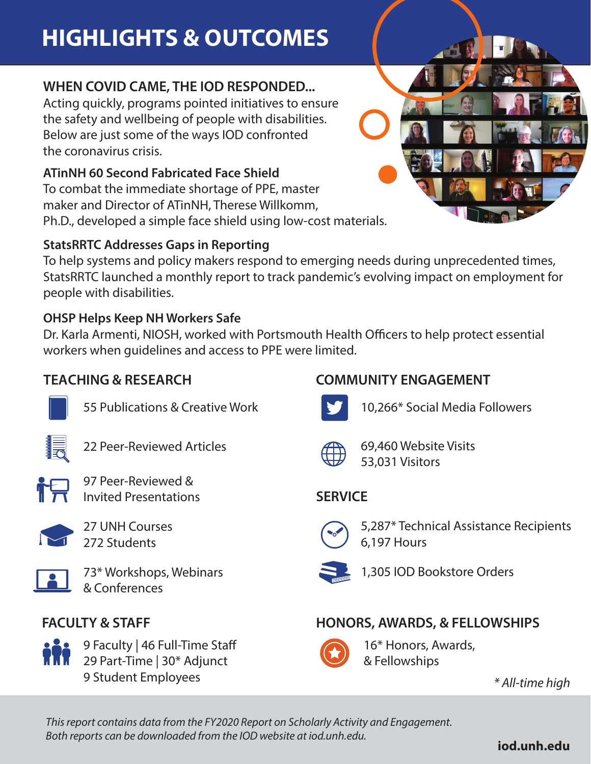# HIGHLIGHTS & OUTCOMES

## WHEN COVID CAME, THE IOD RESPONDED...

Acting quickly, programs pointed initiatives to ensure the safety and wellbeing of people with disabilities. Below are just some of the ways IOD confronted the coronavirus crisis.

### ATinNH 60 Second Fabricated Face Shield

To combat the immediate shortage of PPE, master maker and Director of ATinNH, Therese Willkomm, Ph.D., developed a simple face shield using low-cost materials.

### StatsRRTC Addresses Gaps in Reporting

To help systems and policy makers respond to emerging needs during unprecedented times, StatsRRTC launched a monthly report to track pandemic's evolving impact on employment for people with disabilities.

### OHSP Helps Keep NH Workers Safe

Dr. Karla Armenti, NIOSH, worked with Portsmouth Health Officers to help protect essential workers when guidelines and access to PPE were limited.

## TEACHING & RESEARCH

55 Publications & Creative Work

22 Peer-Reviewed Articles

97 Peer-Reviewed & Invited Presentations

27 UNH Courses
272 Students

73* Workshops, Webinars & Conferences

## FACULTY & STAFF

9 Faculty | 46 Full-Time Staff
29 Part-Time | 30* Adjunct
9 Student Employees

## COMMUNITY ENGAGEMENT

10,266* Social Media Followers

69,460 Website Visits
53,031 Visitors

## SERVICE

5,287* Technical Assistance Recipients
6,197 Hours

1,305 IOD Bookstore Orders

## HONORS, AWARDS, & FELLOWSHIPS

16* Honors, Awards, & Fellowships

*\* All-time high*

*This report contains data from the FY2020 Report on Scholarly Activity and Engagement. Both reports can be downloaded from the IOD website at iod.unh.edu.*

**iod.unh.edu**